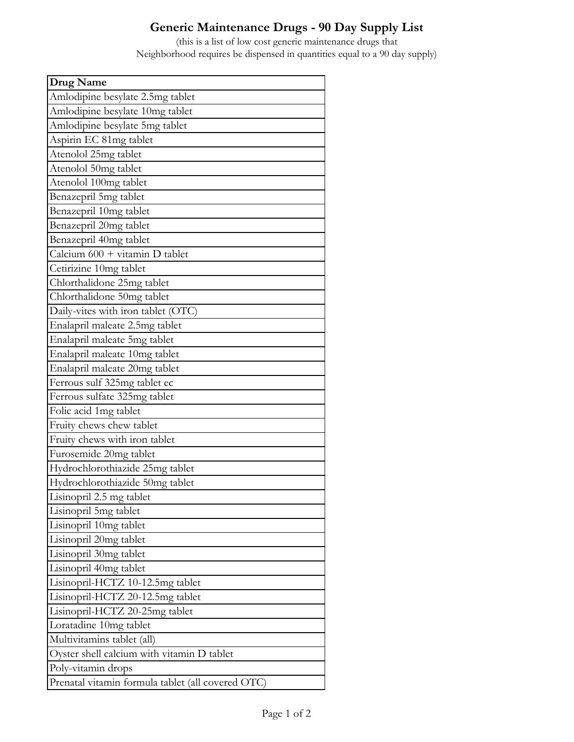# Generic Maintenance Drugs - 90 Day Supply List

(this is a list of low cost generic maintenance drugs that
Neighborhood requires be dispensed in quantities equal to a 90 day supply)

| Drug Name |
|---|
| Amlodipine besylate 2.5mg tablet |
| Amlodipine besylate 10mg tablet |
| Amlodipine besylate 5mg tablet |
| Aspirin EC 81mg tablet |
| Atenolol 25mg tablet |
| Atenolol 50mg tablet |
| Atenolol 100mg tablet |
| Benazepril 5mg tablet |
| Benazepril 10mg tablet |
| Benazepril 20mg tablet |
| Benazepril 40mg tablet |
| Calcium 600 + vitamin D tablet |
| Cetirizine 10mg tablet |
| Chlorthalidone 25mg tablet |
| Chlorthalidone 50mg tablet |
| Daily-vites with iron tablet (OTC) |
| Enalapril maleate 2.5mg tablet |
| Enalapril maleate 5mg tablet |
| Enalapril maleate 10mg tablet |
| Enalapril maleate 20mg tablet |
| Ferrous sulf 325mg tablet ec |
| Ferrous sulfate 325mg tablet |
| Folic acid 1mg tablet |
| Fruity chews chew tablet |
| Fruity chews with iron tablet |
| Furosemide 20mg tablet |
| Hydrochlorothiazide 25mg tablet |
| Hydrochlorothiazide 50mg tablet |
| Lisinopril 2.5 mg tablet |
| Lisinopril 5mg tablet |
| Lisinopril 10mg tablet |
| Lisinopril 20mg tablet |
| Lisinopril 30mg tablet |
| Lisinopril 40mg tablet |
| Lisinopril-HCTZ 10-12.5mg tablet |
| Lisinopril-HCTZ 20-12.5mg tablet |
| Lisinopril-HCTZ 20-25mg tablet |
| Loratadine 10mg tablet |
| Multivitamins tablet (all) |
| Oyster shell calcium with vitamin D tablet |
| Poly-vitamin drops |
| Prenatal vitamin formula tablet (all covered OTC) |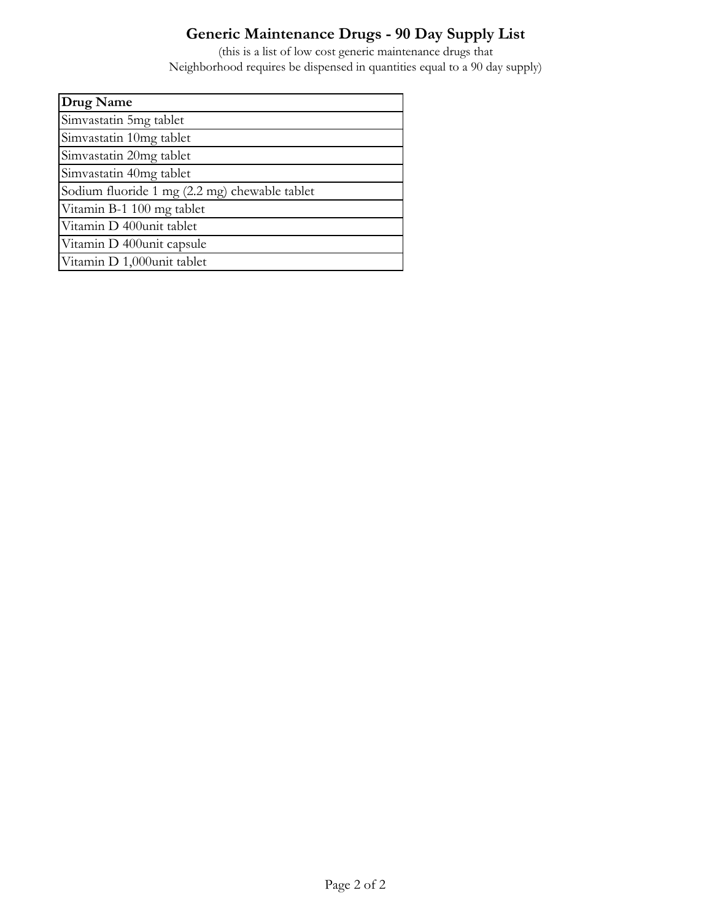## Generic Maintenance Drugs - 90 Day Supply List

(this is a list of low cost generic maintenance drugs that
Neighborhood requires be dispensed in quantities equal to a 90 day supply)

| Drug Name |
|---|
| Simvastatin 5mg tablet |
| Simvastatin 10mg tablet |
| Simvastatin 20mg tablet |
| Simvastatin 40mg tablet |
| Sodium fluoride 1 mg (2.2 mg) chewable tablet |
| Vitamin B-1 100 mg tablet |
| Vitamin D 400unit tablet |
| Vitamin D 400unit capsule |
| Vitamin D 1,000unit tablet |